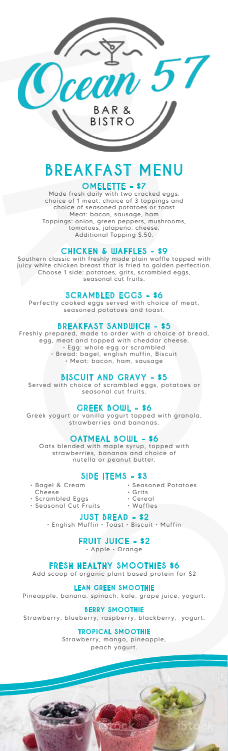# Ocean 57

BAR & BISTRO

# BREAKFAST MENU

## OMELETTE - $7

Made fresh daily with two cracked eggs, choice of 1 meat, choice of 3 toppings and choice of seasoned potatoes or toast
Meat: bacon, sausage, ham
Toppings: onion, green peppers, mushrooms, tomatoes, jalapeño, cheese.
Additional Topping $.50.

## CHICKEN & WAFFLES - $9

Southern classic with freshly made plain waffle topped with juicy white chicken breast that is fried to golden perfection. Choose 1 side: potatoes, grits, scrambled eggs, seasonal cut fruits.

## SCRAMBLED EGGS - $6

Perfectly cooked eggs served with choice of meat, seasoned potatoes and toast.

## BREAKFAST SANDWICH - $5

Freshly prepared, made to order with a choice of bread, egg, meat and topped with cheddar cheese.

- Egg: whole egg or scrambled
- Bread: bagel, english muffin, Biscuit
- Meat: bacon, ham, sausage

## BISCUIT AND GRAVY - $5

Served with choice of scrambled eggs, potatoes or seasonal cut fruits.

## GREEK BOWL - $6

Greek yogurt or vanilla yogurt topped with granola, strawberries and bananas.

## OATMEAL BOWL - $6

Oats blended with maple syrup, topped with strawberries, bananas and choice of nutella or peanut butter.

## SIDE ITEMS - $3

- Bagel & Cream Cheese
- Scrambled Eggs
- Seasonal Cut Fruits
- Seasoned Potatoes
- Grits
- Cereal
- Waffles

## JUST BREAD - $2

- English Muffin • Toast • Biscuit • Muffin

## FRUIT JUICE - $2

- Apple • Orange

## FRESH HEALTHY SMOOTHIES $6

Add scoop of organic plant based protein for $2

### LEAN GREEN SMOOTHIE

Pineapple, banana, spinach, kale, grape juice, yogurt.

### BERRY SMOOTHIE

Strawberry, blueberry, raspberry, blackberry, yogurt.

### TROPICAL SMOOTHIE

Strawberry, mango, pineapple, peach yogurt.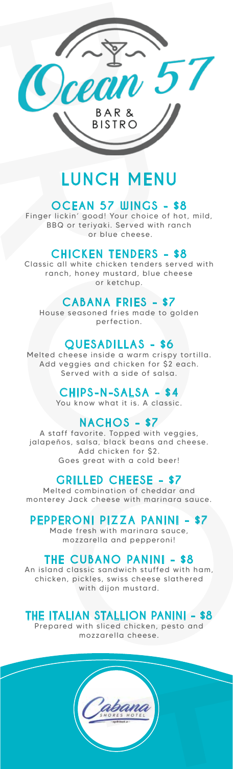Ocean 57

BAR & BISTRO

# LUNCH MENU

## OCEAN 57 WINGS - $8

Finger lickin' good! Your choice of hot, mild, BBQ or teriyaki. Served with ranch or blue cheese.

## CHICKEN TENDERS - $8

Classic all white chicken tenders served with ranch, honey mustard, blue cheese or ketchup.

## CABANA FRIES - $7

House seasoned fries made to golden perfection.

## QUESADILLAS - $6

Melted cheese inside a warm crispy tortilla. Add veggies and chicken for $2 each. Served with a side of salsa.

## CHIPS-N-SALSA - $4

You know what it is. A classic.

## NACHOS - $7

A staff favorite. Topped with veggies, jalapeños, salsa, black beans and cheese. Add chicken for $2. Goes great with a cold beer!

## GRILLED CHEESE - $7

Melted combination of cheddar and monterey Jack cheese with marinara sauce.

## PEPPERONI PIZZA PANINI - $7

Made fresh with marinara sauce, mozzarella and pepperoni!

## THE CUBANO PANINI - $8

An island classic sandwich stuffed with ham, chicken, pickles, swiss cheese slathered with dijon mustard.

## THE ITALIAN STALLION PANINI - $8

Prepared with sliced chicken, pesto and mozzarella cheese.

Cabana SHORES HOTEL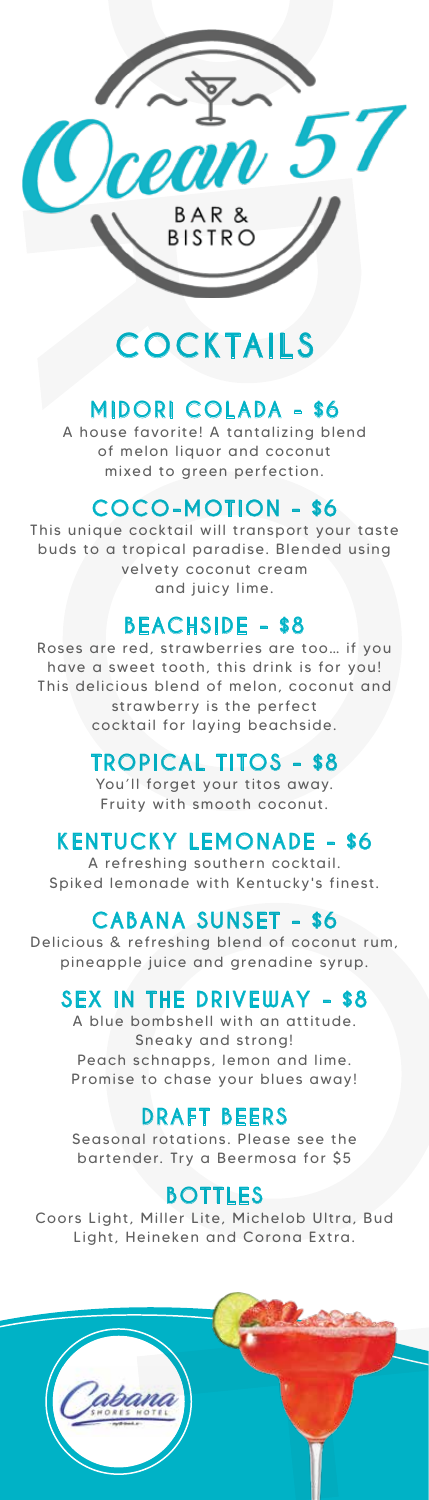Ocean 57

BAR & BISTRO

# COCKTAILS

## MIDORI COLADA - $6

A house favorite! A tantalizing blend of melon liquor and coconut mixed to green perfection.

## COCO-MOTION - $6

This unique cocktail will transport your taste buds to a tropical paradise. Blended using velvety coconut cream and juicy lime.

## BEACHSIDE - $8

Roses are red, strawberries are too... if you have a sweet tooth, this drink is for you! This delicious blend of melon, coconut and strawberry is the perfect cocktail for laying beachside.

## TROPICAL TITOS - $8

You'll forget your titos away. Fruity with smooth coconut.

## KENTUCKY LEMONADE - $6

A refreshing southern cocktail. Spiked lemonade with Kentucky's finest.

## CABANA SUNSET - $6

Delicious & refreshing blend of coconut rum, pineapple juice and grenadine syrup.

## SEX IN THE DRIVEWAY - $8

A blue bombshell with an attitude. Sneaky and strong! Peach schnapps, lemon and lime. Promise to chase your blues away!

## DRAFT BEERS

Seasonal rotations. Please see the bartender. Try a Beermosa for $5

## BOTTLES

Coors Light, Miller Lite, Michelob Ultra, Bud Light, Heineken and Corona Extra.

Cabana SHORES HOTEL